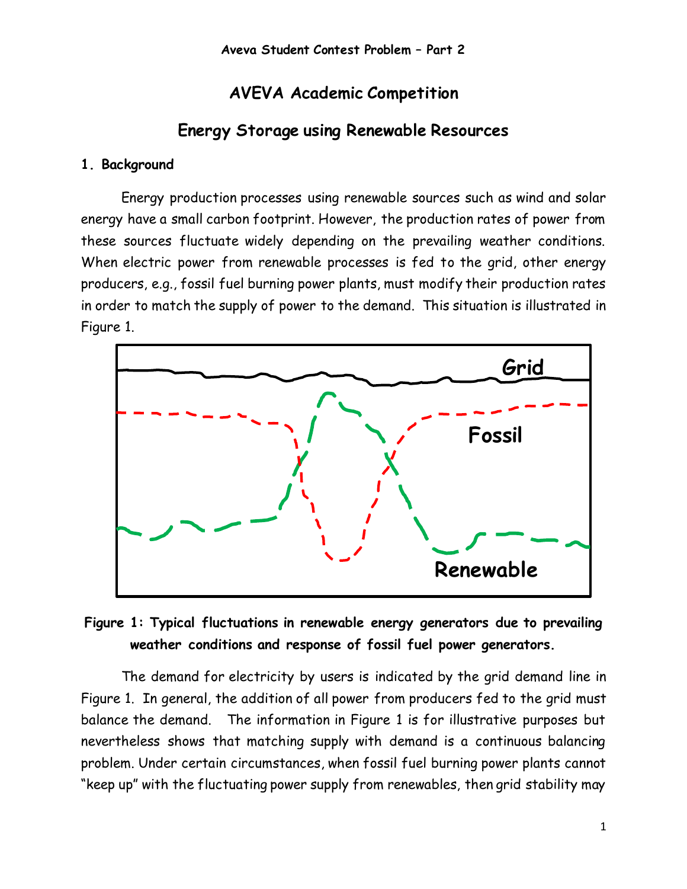# AVEVA Academic Competition

## Energy Storage using Renewable Resources

### 1. Background

Energy production processes using renewable sources such as wind and solar energy have a small carbon footprint. However, the production rates of power from these sources fluctuate widely depending on the prevailing weather conditions. When electric power from renewable processes is fed to the grid, other energy producers, e.g., fossil fuel burning power plants, must modify their production rates in order to match the supply of power to the demand. This situation is illustrated in Figure 1.

**Figure 1: Typical fluctuations in renewable energy generators due to prevailing weather conditions and response of fossil fuel power generators.**

The demand for electricity by users is indicated by the grid demand line in Figure 1. In general, the addition of all power from producers fed to the grid must balance the demand. The information in Figure 1 is for illustrative purposes but nevertheless shows that matching supply with demand is a continuous balancing problem. Under certain circumstances, when fossil fuel burning power plants cannot "keep up" with the fluctuating power supply from renewables, then grid stability may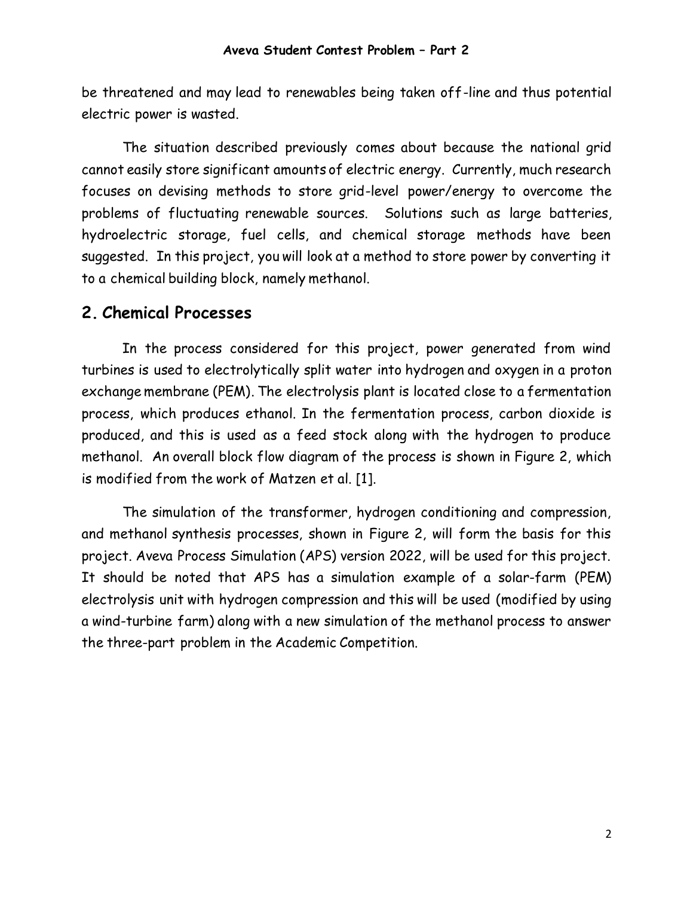be threatened and may lead to renewables being taken off-line and thus potential electric power is wasted.

The situation described previously comes about because the national grid cannot easily store significant amounts of electric energy. Currently, much research focuses on devising methods to store grid-level power/energy to overcome the problems of fluctuating renewable sources. Solutions such as large batteries, hydroelectric storage, fuel cells, and chemical storage methods have been suggested. In this project, you will look at a method to store power by converting it to a chemical building block, namely methanol.

## 2. Chemical Processes

In the process considered for this project, power generated from wind turbines is used to electrolytically split water into hydrogen and oxygen in a proton exchange membrane (PEM). The electrolysis plant is located close to a fermentation process, which produces ethanol. In the fermentation process, carbon dioxide is produced, and this is used as a feed stock along with the hydrogen to produce methanol. An overall block flow diagram of the process is shown in Figure 2, which is modified from the work of Matzen et al. [1].

The simulation of the transformer, hydrogen conditioning and compression, and methanol synthesis processes, shown in Figure 2, will form the basis for this project. Aveva Process Simulation (APS) version 2022, will be used for this project. It should be noted that APS has a simulation example of a solar-farm (PEM) electrolysis unit with hydrogen compression and this will be used (modified by using a wind-turbine farm) along with a new simulation of the methanol process to answer the three-part problem in the Academic Competition.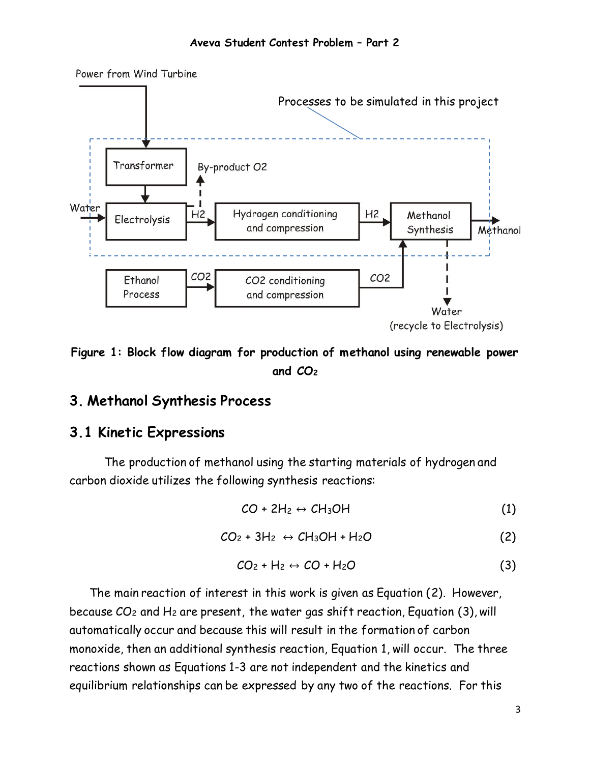Figure 1: Block flow diagram for production of methanol using renewable power and $CO_2$

## 3. Methanol Synthesis Process

### 3.1 Kinetic Expressions

The production of methanol using the starting materials of hydrogen and carbon dioxide utilizes the following synthesis reactions:

$$CO + 2H_2 \leftrightarrow CH_3OH \quad (1)$$

$$CO_2 + 3H_2 \leftrightarrow CH_3OH + H_2O \quad (2)$$

$$CO_2 + H_2 \leftrightarrow CO + H_2O \quad (3)$$

The main reaction of interest in this work is given as Equation (2). However, because $CO_2$ and $H_2$ are present, the water gas shift reaction, Equation (3), will automatically occur and because this will result in the formation of carbon monoxide, then an additional synthesis reaction, Equation 1, will occur. The three reactions shown as Equations 1-3 are not independent and the kinetics and equilibrium relationships can be expressed by any two of the reactions. For this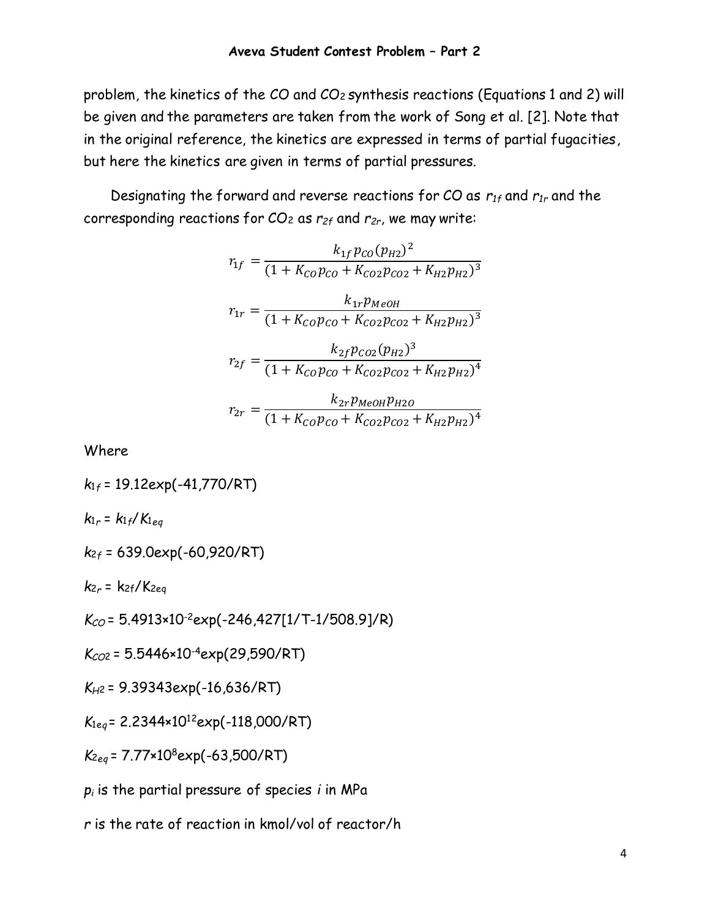problem, the kinetics of the CO and $CO_2$ synthesis reactions (Equations 1 and 2) will be given and the parameters are taken from the work of Song et al. [2]. Note that in the original reference, the kinetics are expressed in terms of partial fugacities, but here the kinetics are given in terms of partial pressures.

Designating the forward and reverse reactions for CO as $r_{1f}$ and $r_{1r}$ and the corresponding reactions for $CO_2$ as $r_{2f}$ and $r_{2r}$, we may write:

$$r_{1f} = \frac{k_{1f} p_{CO} (p_{H2})^2}{(1 + K_{CO} p_{CO} + K_{CO2} p_{CO2} + K_{H2} p_{H2})^3}$$

$$r_{1r} = \frac{k_{1r} p_{MeOH}}{(1 + K_{CO} p_{CO} + K_{CO2} p_{CO2} + K_{H2} p_{H2})^3}$$

$$r_{2f} = \frac{k_{2f} p_{CO2} (p_{H2})^3}{(1 + K_{CO} p_{CO} + K_{CO2} p_{CO2} + K_{H2} p_{H2})^4}$$

$$r_{2r} = \frac{k_{2r} p_{MeOH} p_{H2O}}{(1 + K_{CO} p_{CO} + K_{CO2} p_{CO2} + K_{H2} p_{H2})^4}$$

Where

$k_{1f}$ = 19.12exp(-41,770/RT)

$k_{1r} = k_{1f}/K_{1eq}$

$k_{2f}$ = 639.0exp(-60,920/RT)

$k_{2r} = k_{2f}/K_{2eq}$

$K_{CO}$ = 5.4913×$10^{-2}$exp(-246,427[1/T-1/508.9]/R)

$K_{CO2}$ = 5.5446×$10^{-4}$exp(29,590/RT)

$K_{H2}$ = 9.39343exp(-16,636/RT)

$K_{1eq}$ = 2.2344×$10^{12}$exp(-118,000/RT)

$K_{2eq}$ = 7.77×$10^{8}$exp(-63,500/RT)

$p_i$ is the partial pressure of species $i$ in MPa

$r$ is the rate of reaction in kmol/vol of reactor/h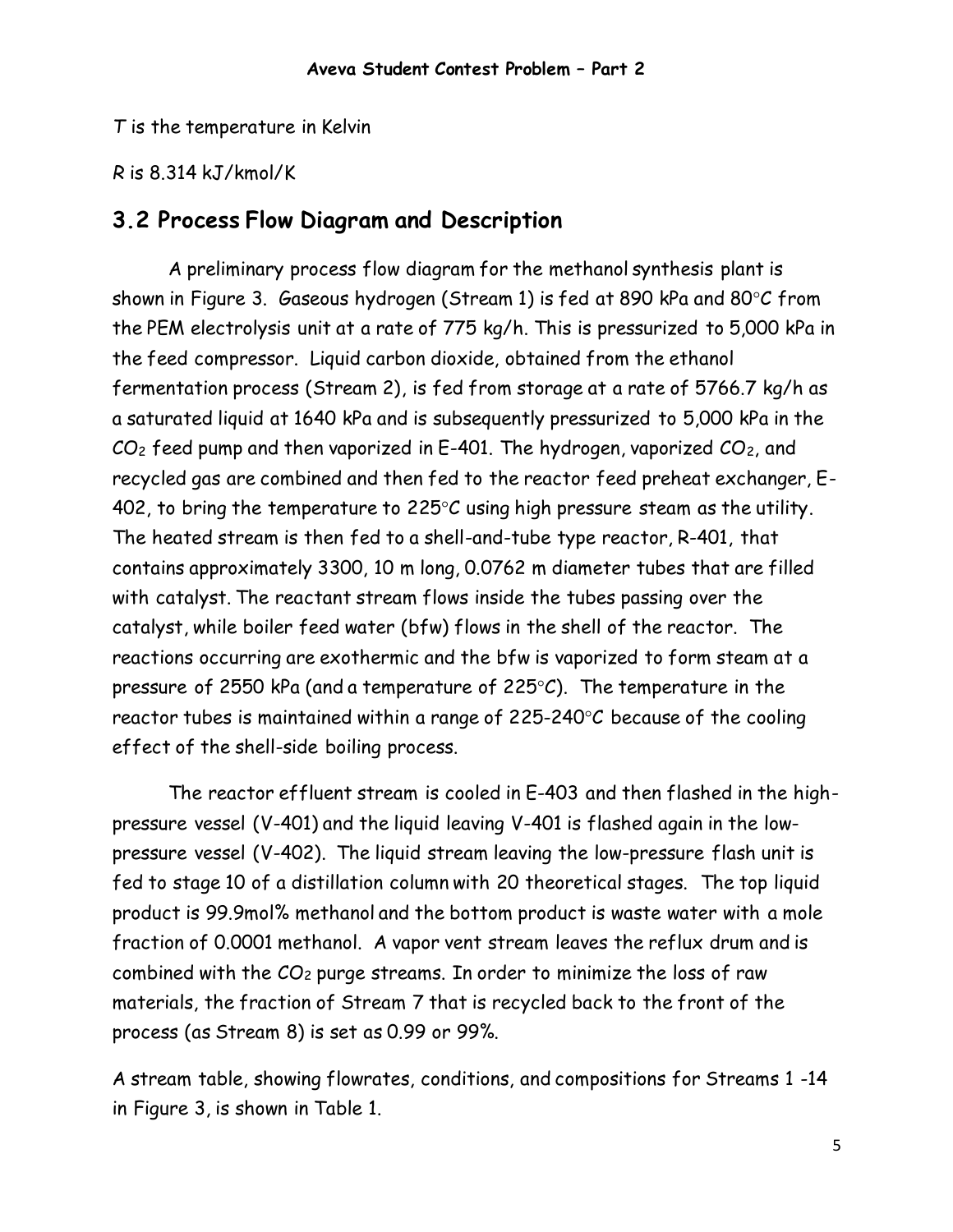*T* is the temperature in Kelvin

*R* is 8.314 kJ/kmol/K

## 3.2 Process Flow Diagram and Description

A preliminary process flow diagram for the methanol synthesis plant is shown in Figure 3. Gaseous hydrogen (Stream 1) is fed at 890 kPa and 80°C from the PEM electrolysis unit at a rate of 775 kg/h. This is pressurized to 5,000 kPa in the feed compressor. Liquid carbon dioxide, obtained from the ethanol fermentation process (Stream 2), is fed from storage at a rate of 5766.7 kg/h as a saturated liquid at 1640 kPa and is subsequently pressurized to 5,000 kPa in the $CO_2$ feed pump and then vaporized in E-401. The hydrogen, vaporized $CO_2$, and recycled gas are combined and then fed to the reactor feed preheat exchanger, E-402, to bring the temperature to 225°C using high pressure steam as the utility. The heated stream is then fed to a shell-and-tube type reactor, R-401, that contains approximately 3300, 10 m long, 0.0762 m diameter tubes that are filled with catalyst. The reactant stream flows inside the tubes passing over the catalyst, while boiler feed water (bfw) flows in the shell of the reactor. The reactions occurring are exothermic and the bfw is vaporized to form steam at a pressure of 2550 kPa (and a temperature of 225°C). The temperature in the reactor tubes is maintained within a range of 225-240°C because of the cooling effect of the shell-side boiling process.

The reactor effluent stream is cooled in E-403 and then flashed in the high-pressure vessel (V-401) and the liquid leaving V-401 is flashed again in the low-pressure vessel (V-402). The liquid stream leaving the low-pressure flash unit is fed to stage 10 of a distillation column with 20 theoretical stages. The top liquid product is 99.9mol% methanol and the bottom product is waste water with a mole fraction of 0.0001 methanol. A vapor vent stream leaves the reflux drum and is combined with the $CO_2$ purge streams. In order to minimize the loss of raw materials, the fraction of Stream 7 that is recycled back to the front of the process (as Stream 8) is set as 0.99 or 99%.

A stream table, showing flowrates, conditions, and compositions for Streams 1 -14 in Figure 3, is shown in Table 1.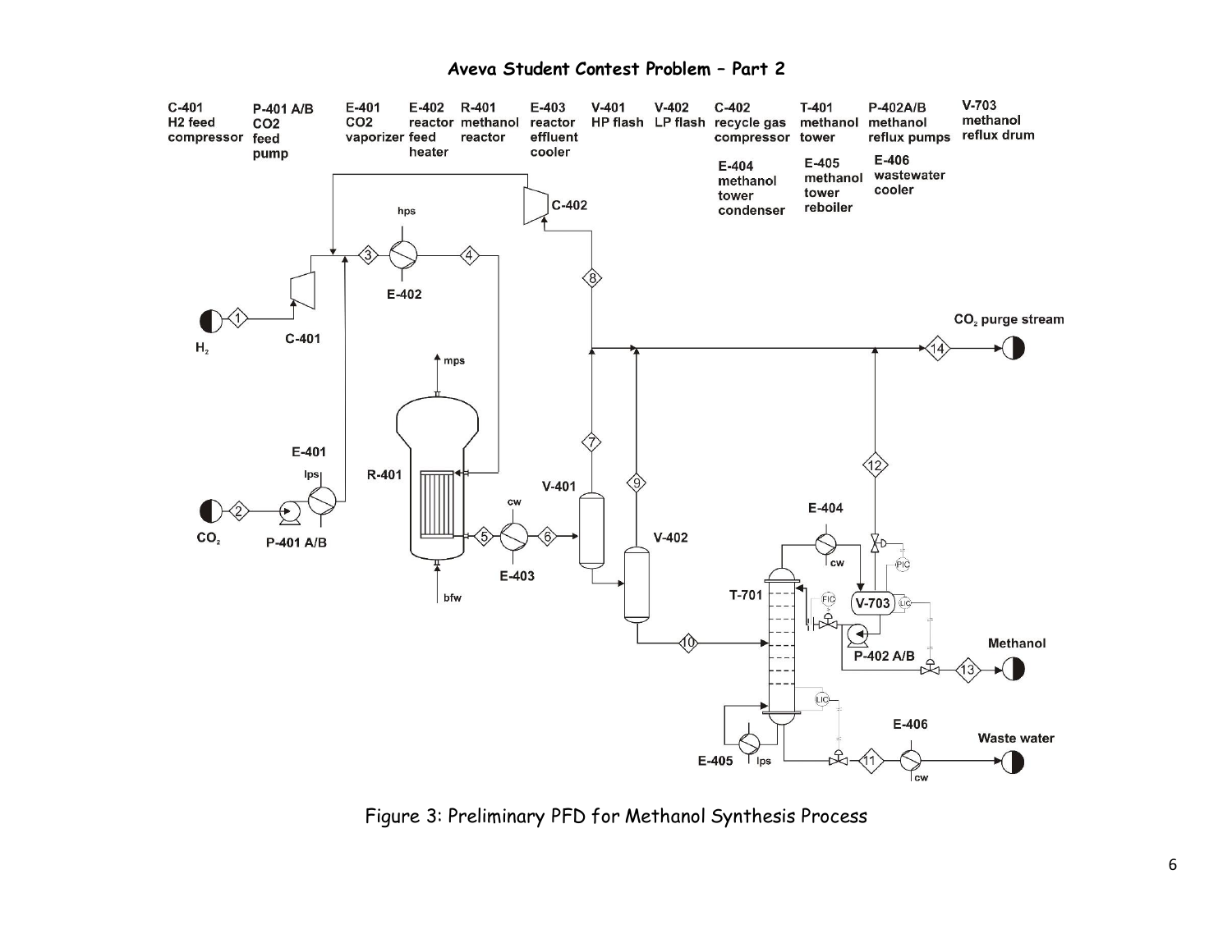## Aveva Student Contest Problem – Part 2

Figure 3: Preliminary PFD for Methanol Synthesis Process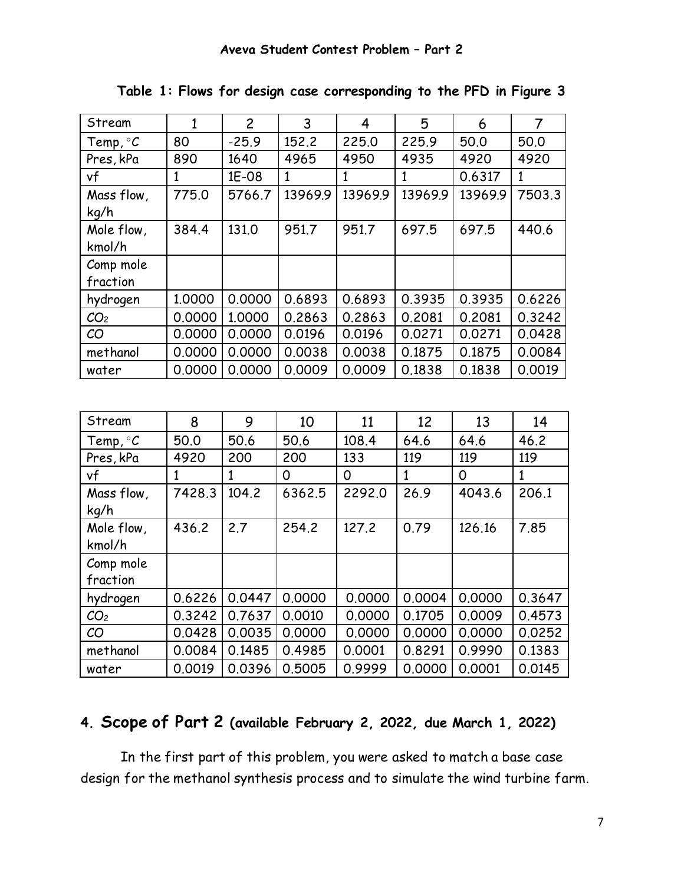Table 1: Flows for design case corresponding to the PFD in Figure 3

| Stream | 1 | 2 | 3 | 4 | 5 | 6 | 7 |
|---|---|---|---|---|---|---|---|
| Temp, °C | 80 | -25.9 | 152.2 | 225.0 | 225.9 | 50.0 | 50.0 |
| Pres, kPa | 890 | 1640 | 4965 | 4950 | 4935 | 4920 | 4920 |
| vf | 1 | 1E-08 | 1 | 1 | 1 | 0.6317 | 1 |
| Mass flow, kg/h | 775.0 | 5766.7 | 13969.9 | 13969.9 | 13969.9 | 13969.9 | 7503.3 |
| Mole flow, kmol/h | 384.4 | 131.0 | 951.7 | 951.7 | 697.5 | 697.5 | 440.6 |
| Comp mole fraction | | | | | | | |
| hydrogen | 1.0000 | 0.0000 | 0.6893 | 0.6893 | 0.3935 | 0.3935 | 0.6226 |
| $CO_2$ | 0.0000 | 1.0000 | 0.2863 | 0.2863 | 0.2081 | 0.2081 | 0.3242 |
| CO | 0.0000 | 0.0000 | 0.0196 | 0.0196 | 0.0271 | 0.0271 | 0.0428 |
| methanol | 0.0000 | 0.0000 | 0.0038 | 0.0038 | 0.1875 | 0.1875 | 0.0084 |
| water | 0.0000 | 0.0000 | 0.0009 | 0.0009 | 0.1838 | 0.1838 | 0.0019 |

| Stream | 8 | 9 | 10 | 11 | 12 | 13 | 14 |
|---|---|---|---|---|---|---|---|
| Temp, °C | 50.0 | 50.6 | 50.6 | 108.4 | 64.6 | 64.6 | 46.2 |
| Pres, kPa | 4920 | 200 | 200 | 133 | 119 | 119 | 119 |
| vf | 1 | 1 | 0 | 0 | 1 | 0 | 1 |
| Mass flow, kg/h | 7428.3 | 104.2 | 6362.5 | 2292.0 | 26.9 | 4043.6 | 206.1 |
| Mole flow, kmol/h | 436.2 | 2.7 | 254.2 | 127.2 | 0.79 | 126.16 | 7.85 |
| Comp mole fraction | | | | | | | |
| hydrogen | 0.6226 | 0.0447 | 0.0000 | 0.0000 | 0.0004 | 0.0000 | 0.3647 |
| $CO_2$ | 0.3242 | 0.7637 | 0.0010 | 0.0000 | 0.1705 | 0.0009 | 0.4573 |
| CO | 0.0428 | 0.0035 | 0.0000 | 0.0000 | 0.0000 | 0.0000 | 0.0252 |
| methanol | 0.0084 | 0.1485 | 0.4985 | 0.0001 | 0.8291 | 0.9990 | 0.1383 |
| water | 0.0019 | 0.0396 | 0.5005 | 0.9999 | 0.0000 | 0.0001 | 0.0145 |

## 4. Scope of Part 2 (available February 2, 2022, due March 1, 2022)

In the first part of this problem, you were asked to match a base case design for the methanol synthesis process and to simulate the wind turbine farm.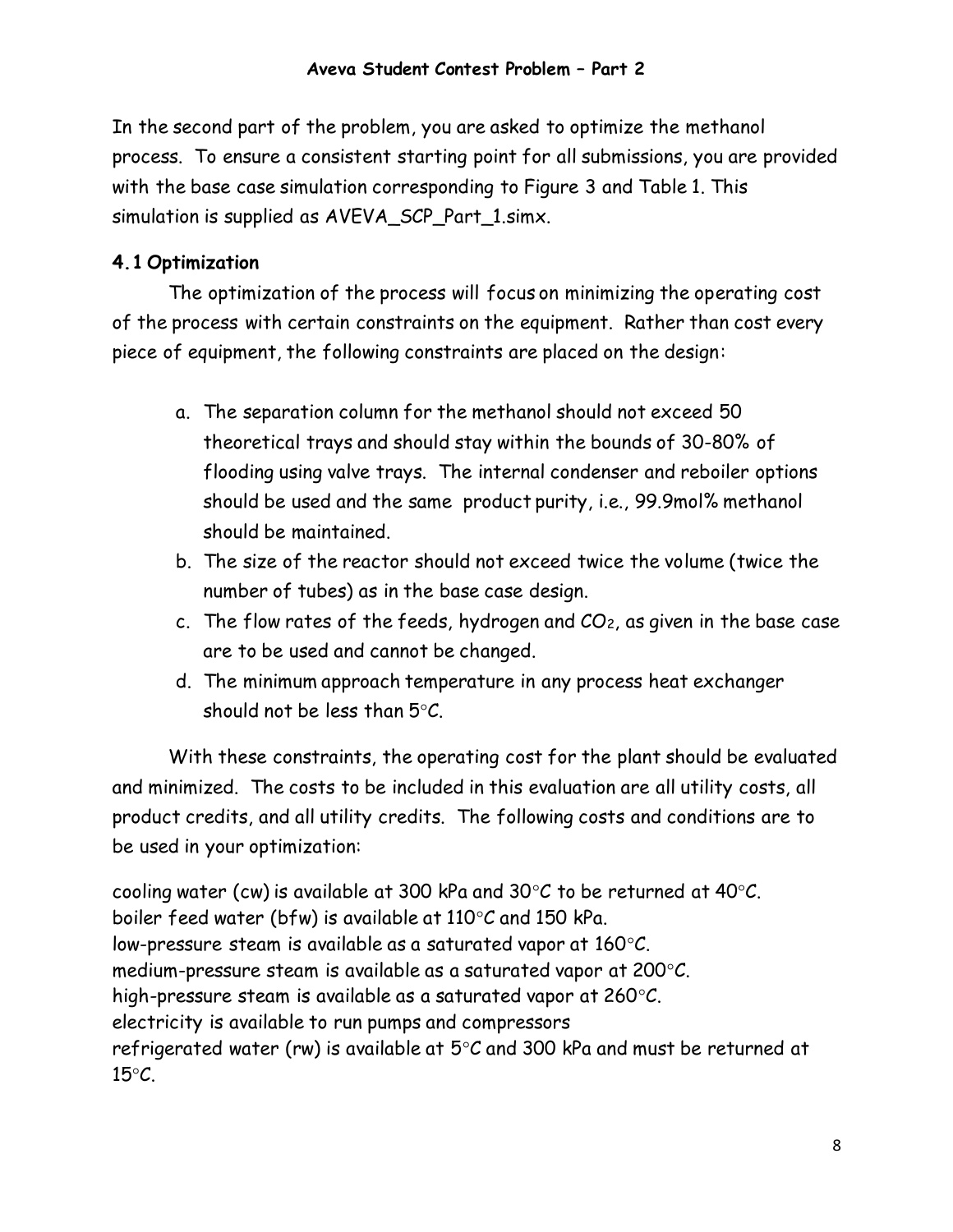### Aveva Student Contest Problem – Part 2

In the second part of the problem, you are asked to optimize the methanol process. To ensure a consistent starting point for all submissions, you are provided with the base case simulation corresponding to Figure 3 and Table 1. This simulation is supplied as AVEVA_SCP_Part_1.simx.

#### 4.1 Optimization

The optimization of the process will focus on minimizing the operating cost of the process with certain constraints on the equipment. Rather than cost every piece of equipment, the following constraints are placed on the design:

a. The separation column for the methanol should not exceed 50 theoretical trays and should stay within the bounds of 30-80% of flooding using valve trays. The internal condenser and reboiler options should be used and the same product purity, i.e., 99.9mol% methanol should be maintained.
b. The size of the reactor should not exceed twice the volume (twice the number of tubes) as in the base case design.
c. The flow rates of the feeds, hydrogen and $CO_2$, as given in the base case are to be used and cannot be changed.
d. The minimum approach temperature in any process heat exchanger should not be less than 5°C.

With these constraints, the operating cost for the plant should be evaluated and minimized. The costs to be included in this evaluation are all utility costs, all product credits, and all utility credits. The following costs and conditions are to be used in your optimization:

cooling water (cw) is available at 300 kPa and 30°C to be returned at 40°C.
boiler feed water (bfw) is available at 110°C and 150 kPa.
low-pressure steam is available as a saturated vapor at 160°C.
medium-pressure steam is available as a saturated vapor at 200°C.
high-pressure steam is available as a saturated vapor at 260°C.
electricity is available to run pumps and compressors
refrigerated water (rw) is available at 5°C and 300 kPa and must be returned at 15°C.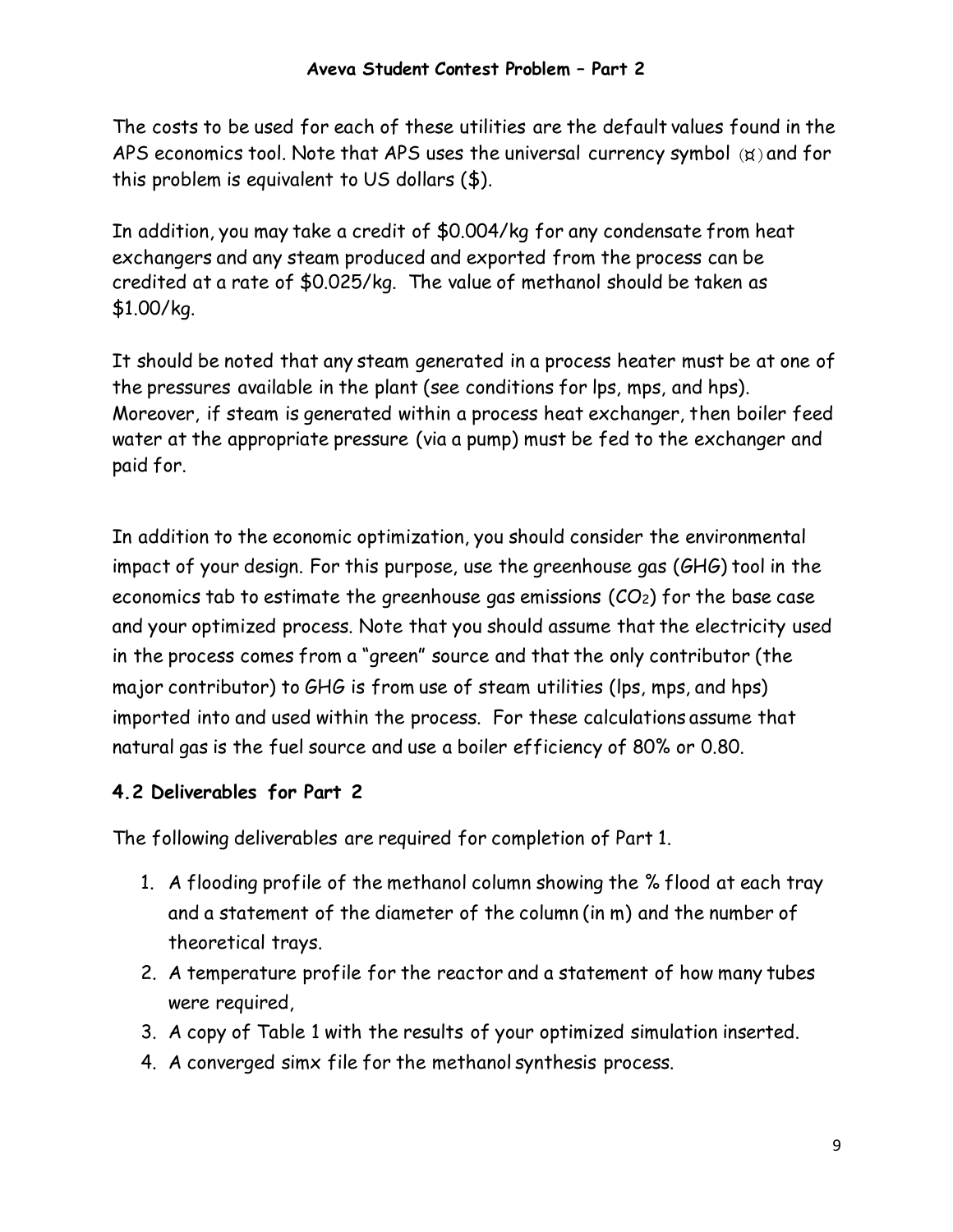The costs to be used for each of these utilities are the default values found in the APS economics tool. Note that APS uses the universal currency symbol (¤) and for this problem is equivalent to US dollars ($).

In addition, you may take a credit of $0.004/kg for any condensate from heat exchangers and any steam produced and exported from the process can be credited at a rate of $0.025/kg. The value of methanol should be taken as $1.00/kg.

It should be noted that any steam generated in a process heater must be at one of the pressures available in the plant (see conditions for lps, mps, and hps). Moreover, if steam is generated within a process heat exchanger, then boiler feed water at the appropriate pressure (via a pump) must be fed to the exchanger and paid for.

In addition to the economic optimization, you should consider the environmental impact of your design. For this purpose, use the greenhouse gas (GHG) tool in the economics tab to estimate the greenhouse gas emissions ($CO_2$) for the base case and your optimized process. Note that you should assume that the electricity used in the process comes from a "green" source and that the only contributor (the major contributor) to GHG is from use of steam utilities (lps, mps, and hps) imported into and used within the process. For these calculations assume that natural gas is the fuel source and use a boiler efficiency of 80% or 0.80.

### 4.2 Deliverables for Part 2

The following deliverables are required for completion of Part 1.

1. A flooding profile of the methanol column showing the % flood at each tray and a statement of the diameter of the column (in m) and the number of theoretical trays.
2. A temperature profile for the reactor and a statement of how many tubes were required,
3. A copy of Table 1 with the results of your optimized simulation inserted.
4. A converged simx file for the methanol synthesis process.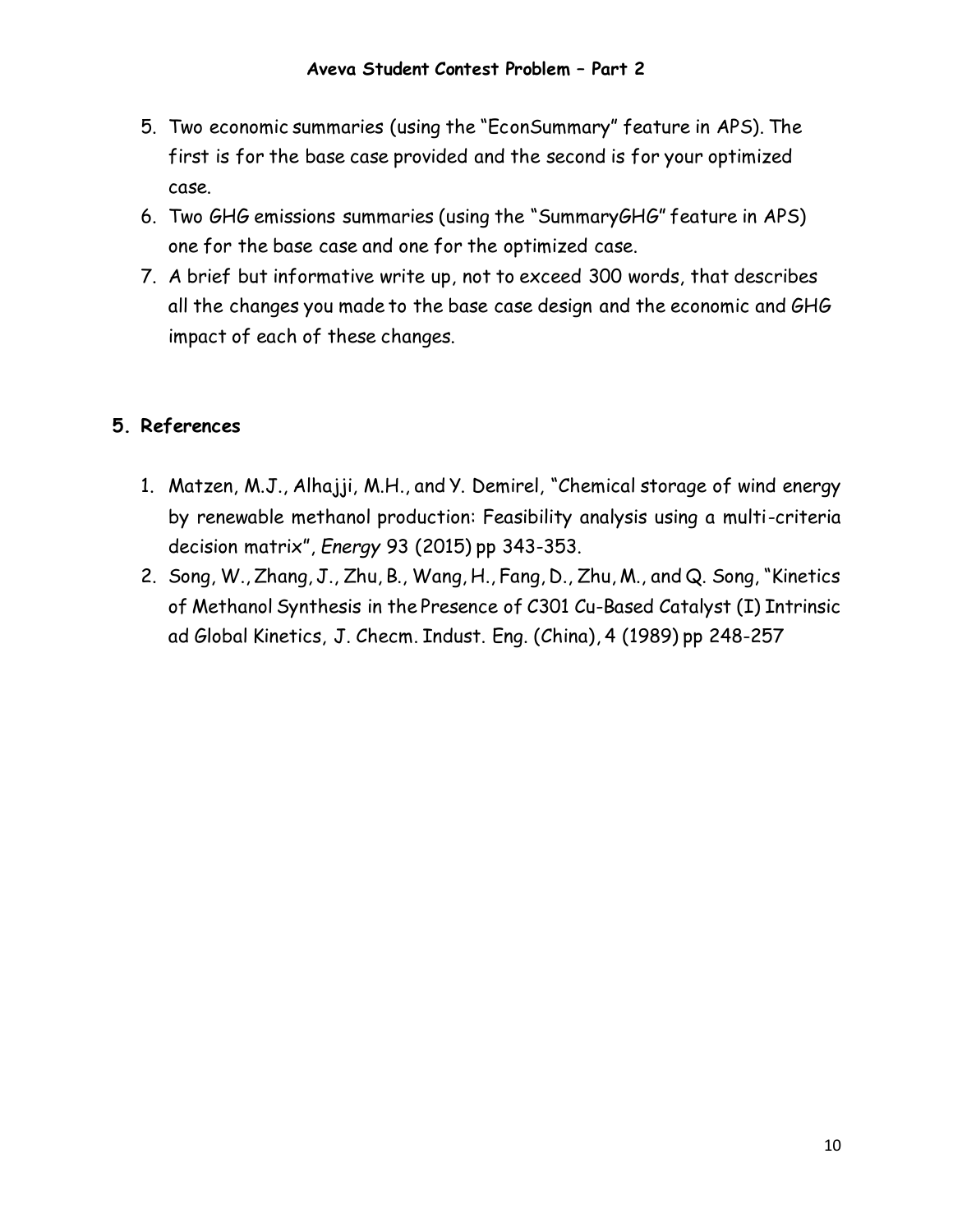5. Two economic summaries (using the "EconSummary" feature in APS). The first is for the base case provided and the second is for your optimized case.
6. Two GHG emissions summaries (using the "SummaryGHG" feature in APS) one for the base case and one for the optimized case.
7. A brief but informative write up, not to exceed 300 words, that describes all the changes you made to the base case design and the economic and GHG impact of each of these changes.

## 5. References

1. Matzen, M.J., Alhajji, M.H., and Y. Demirel, "Chemical storage of wind energy by renewable methanol production: Feasibility analysis using a multi-criteria decision matrix", *Energy* 93 (2015) pp 343-353.
2. Song, W., Zhang, J., Zhu, B., Wang, H., Fang, D., Zhu, M., and Q. Song, "Kinetics of Methanol Synthesis in the Presence of C301 Cu-Based Catalyst (I) Intrinsic ad Global Kinetics, J. Checm. Indust. Eng. (China), 4 (1989) pp 248-257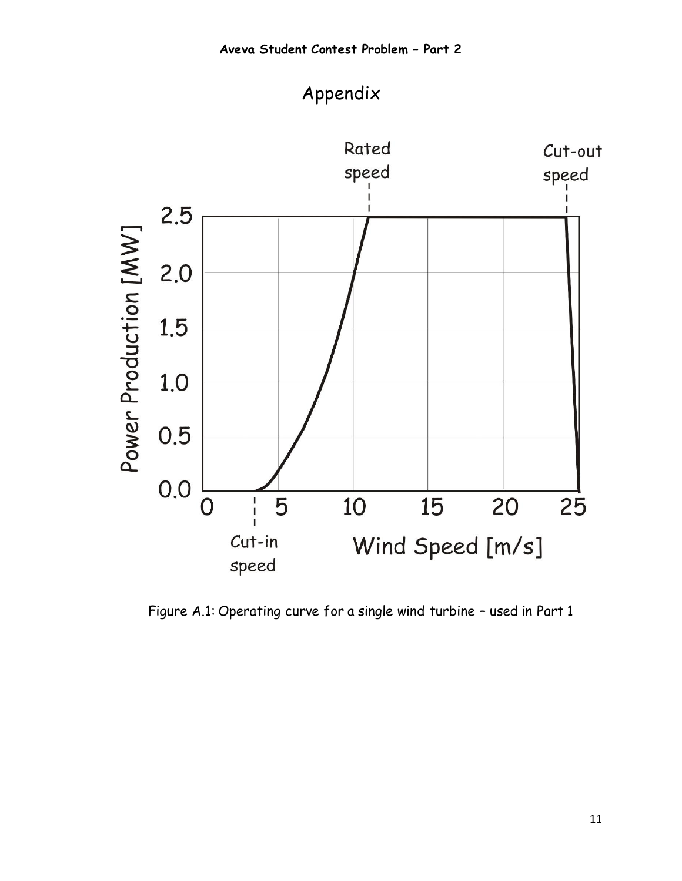# Appendix

Rated speed

Cut-out speed

2.5

2.0

1.5

1.0

0.5

0.0

Power Production [MW]

0

5

10

15

20

25

Cut-in speed

Wind Speed [m/s]

Figure A.1: Operating curve for a single wind turbine – used in Part 1